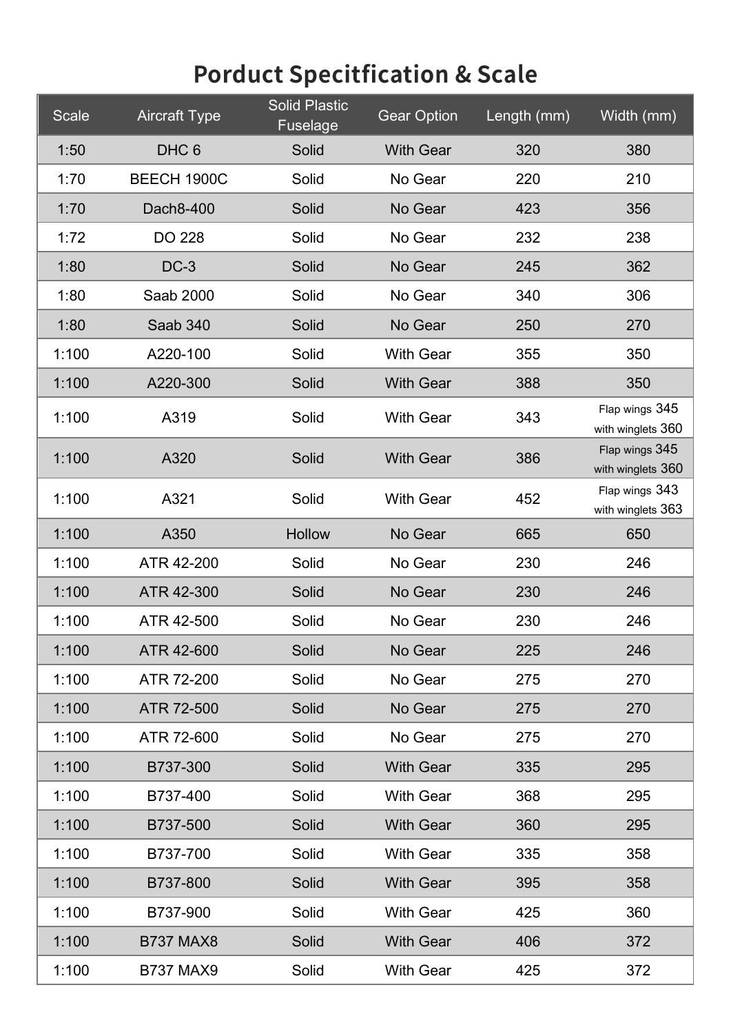# Porduct Specitfication & Scale

| Scale | Aircraft Type | Solid Plastic Fuselage | Gear Option | Length (mm) | Width (mm) |
|---|---|---|---|---|---|
| 1:50 | DHC 6 | Solid | With Gear | 320 | 380 |
| 1:70 | BEECH 1900C | Solid | No Gear | 220 | 210 |
| 1:70 | Dach8-400 | Solid | No Gear | 423 | 356 |
| 1:72 | DO 228 | Solid | No Gear | 232 | 238 |
| 1:80 | DC-3 | Solid | No Gear | 245 | 362 |
| 1:80 | Saab 2000 | Solid | No Gear | 340 | 306 |
| 1:80 | Saab 340 | Solid | No Gear | 250 | 270 |
| 1:100 | A220-100 | Solid | With Gear | 355 | 350 |
| 1:100 | A220-300 | Solid | With Gear | 388 | 350 |
| 1:100 | A319 | Solid | With Gear | 343 | Flap wings 345<br>with winglets 360 |
| 1:100 | A320 | Solid | With Gear | 386 | Flap wings 345<br>with winglets 360 |
| 1:100 | A321 | Solid | With Gear | 452 | Flap wings 343<br>with winglets 363 |
| 1:100 | A350 | Hollow | No Gear | 665 | 650 |
| 1:100 | ATR 42-200 | Solid | No Gear | 230 | 246 |
| 1:100 | ATR 42-300 | Solid | No Gear | 230 | 246 |
| 1:100 | ATR 42-500 | Solid | No Gear | 230 | 246 |
| 1:100 | ATR 42-600 | Solid | No Gear | 225 | 246 |
| 1:100 | ATR 72-200 | Solid | No Gear | 275 | 270 |
| 1:100 | ATR 72-500 | Solid | No Gear | 275 | 270 |
| 1:100 | ATR 72-600 | Solid | No Gear | 275 | 270 |
| 1:100 | B737-300 | Solid | With Gear | 335 | 295 |
| 1:100 | B737-400 | Solid | With Gear | 368 | 295 |
| 1:100 | B737-500 | Solid | With Gear | 360 | 295 |
| 1:100 | B737-700 | Solid | With Gear | 335 | 358 |
| 1:100 | B737-800 | Solid | With Gear | 395 | 358 |
| 1:100 | B737-900 | Solid | With Gear | 425 | 360 |
| 1:100 | B737 MAX8 | Solid | With Gear | 406 | 372 |
| 1:100 | B737 MAX9 | Solid | With Gear | 425 | 372 |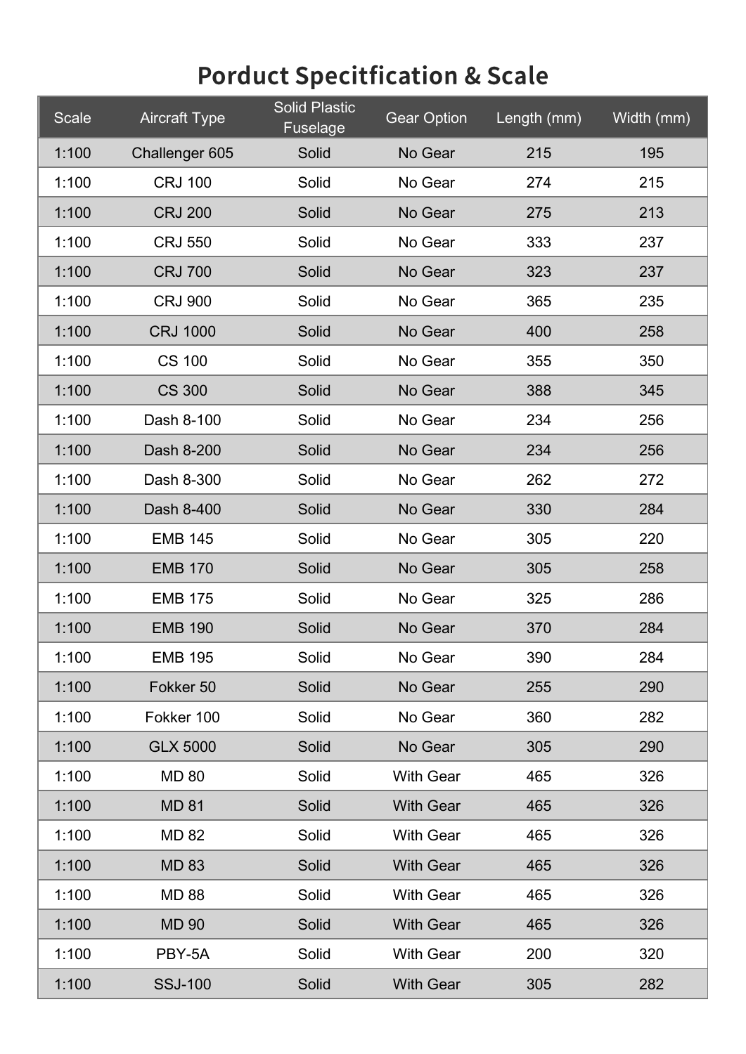# Porduct Specitfication & Scale

| Scale | Aircraft Type | Solid Plastic Fuselage | Gear Option | Length (mm) | Width (mm) |
|---|---|---|---|---|---|
| 1:100 | Challenger 605 | Solid | No Gear | 215 | 195 |
| 1:100 | CRJ 100 | Solid | No Gear | 274 | 215 |
| 1:100 | CRJ 200 | Solid | No Gear | 275 | 213 |
| 1:100 | CRJ 550 | Solid | No Gear | 333 | 237 |
| 1:100 | CRJ 700 | Solid | No Gear | 323 | 237 |
| 1:100 | CRJ 900 | Solid | No Gear | 365 | 235 |
| 1:100 | CRJ 1000 | Solid | No Gear | 400 | 258 |
| 1:100 | CS 100 | Solid | No Gear | 355 | 350 |
| 1:100 | CS 300 | Solid | No Gear | 388 | 345 |
| 1:100 | Dash 8-100 | Solid | No Gear | 234 | 256 |
| 1:100 | Dash 8-200 | Solid | No Gear | 234 | 256 |
| 1:100 | Dash 8-300 | Solid | No Gear | 262 | 272 |
| 1:100 | Dash 8-400 | Solid | No Gear | 330 | 284 |
| 1:100 | EMB 145 | Solid | No Gear | 305 | 220 |
| 1:100 | EMB 170 | Solid | No Gear | 305 | 258 |
| 1:100 | EMB 175 | Solid | No Gear | 325 | 286 |
| 1:100 | EMB 190 | Solid | No Gear | 370 | 284 |
| 1:100 | EMB 195 | Solid | No Gear | 390 | 284 |
| 1:100 | Fokker 50 | Solid | No Gear | 255 | 290 |
| 1:100 | Fokker 100 | Solid | No Gear | 360 | 282 |
| 1:100 | GLX 5000 | Solid | No Gear | 305 | 290 |
| 1:100 | MD 80 | Solid | With Gear | 465 | 326 |
| 1:100 | MD 81 | Solid | With Gear | 465 | 326 |
| 1:100 | MD 82 | Solid | With Gear | 465 | 326 |
| 1:100 | MD 83 | Solid | With Gear | 465 | 326 |
| 1:100 | MD 88 | Solid | With Gear | 465 | 326 |
| 1:100 | MD 90 | Solid | With Gear | 465 | 326 |
| 1:100 | PBY-5A | Solid | With Gear | 200 | 320 |
| 1:100 | SSJ-100 | Solid | With Gear | 305 | 282 |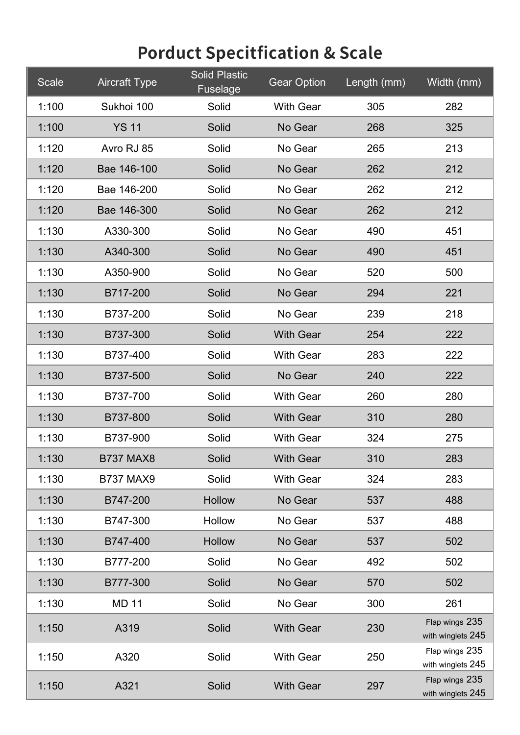# Porduct Specitfication & Scale

| Scale | Aircraft Type | Solid Plastic Fuselage | Gear Option | Length (mm) | Width (mm) |
|---|---|---|---|---|---|
| 1:100 | Sukhoi 100 | Solid | With Gear | 305 | 282 |
| 1:100 | YS 11 | Solid | No Gear | 268 | 325 |
| 1:120 | Avro RJ 85 | Solid | No Gear | 265 | 213 |
| 1:120 | Bae 146-100 | Solid | No Gear | 262 | 212 |
| 1:120 | Bae 146-200 | Solid | No Gear | 262 | 212 |
| 1:120 | Bae 146-300 | Solid | No Gear | 262 | 212 |
| 1:130 | A330-300 | Solid | No Gear | 490 | 451 |
| 1:130 | A340-300 | Solid | No Gear | 490 | 451 |
| 1:130 | A350-900 | Solid | No Gear | 520 | 500 |
| 1:130 | B717-200 | Solid | No Gear | 294 | 221 |
| 1:130 | B737-200 | Solid | No Gear | 239 | 218 |
| 1:130 | B737-300 | Solid | With Gear | 254 | 222 |
| 1:130 | B737-400 | Solid | With Gear | 283 | 222 |
| 1:130 | B737-500 | Solid | No Gear | 240 | 222 |
| 1:130 | B737-700 | Solid | With Gear | 260 | 280 |
| 1:130 | B737-800 | Solid | With Gear | 310 | 280 |
| 1:130 | B737-900 | Solid | With Gear | 324 | 275 |
| 1:130 | B737 MAX8 | Solid | With Gear | 310 | 283 |
| 1:130 | B737 MAX9 | Solid | With Gear | 324 | 283 |
| 1:130 | B747-200 | Hollow | No Gear | 537 | 488 |
| 1:130 | B747-300 | Hollow | No Gear | 537 | 488 |
| 1:130 | B747-400 | Hollow | No Gear | 537 | 502 |
| 1:130 | B777-200 | Solid | No Gear | 492 | 502 |
| 1:130 | B777-300 | Solid | No Gear | 570 | 502 |
| 1:130 | MD 11 | Solid | No Gear | 300 | 261 |
| 1:150 | A319 | Solid | With Gear | 230 | Flap wings 235 with winglets 245 |
| 1:150 | A320 | Solid | With Gear | 250 | Flap wings 235 with winglets 245 |
| 1:150 | A321 | Solid | With Gear | 297 | Flap wings 235 with winglets 245 |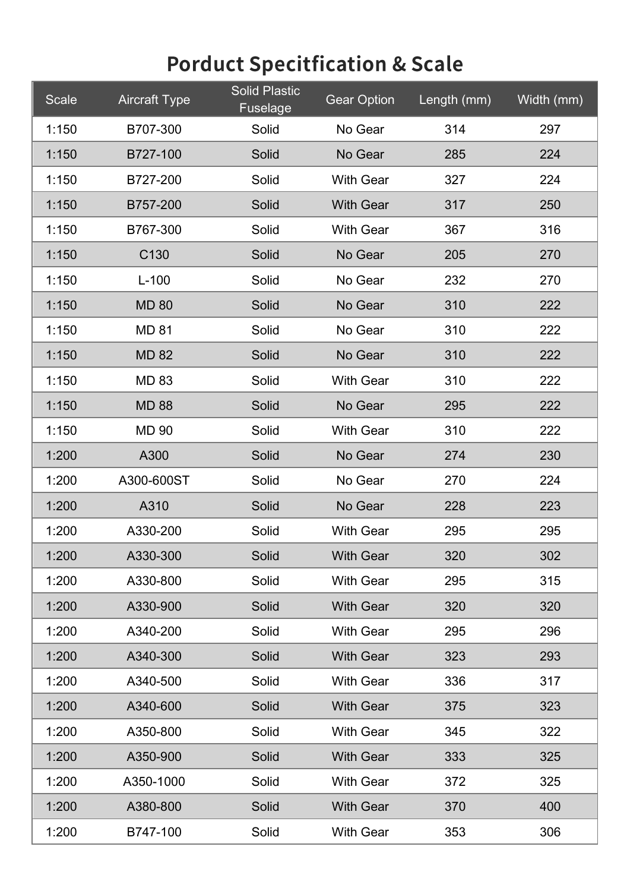# Porduct Specitfication & Scale

| Scale | Aircraft Type | Solid Plastic Fuselage | Gear Option | Length (mm) | Width (mm) |
|---|---|---|---|---|---|
| 1:150 | B707-300 | Solid | No Gear | 314 | 297 |
| 1:150 | B727-100 | Solid | No Gear | 285 | 224 |
| 1:150 | B727-200 | Solid | With Gear | 327 | 224 |
| 1:150 | B757-200 | Solid | With Gear | 317 | 250 |
| 1:150 | B767-300 | Solid | With Gear | 367 | 316 |
| 1:150 | C130 | Solid | No Gear | 205 | 270 |
| 1:150 | L-100 | Solid | No Gear | 232 | 270 |
| 1:150 | MD 80 | Solid | No Gear | 310 | 222 |
| 1:150 | MD 81 | Solid | No Gear | 310 | 222 |
| 1:150 | MD 82 | Solid | No Gear | 310 | 222 |
| 1:150 | MD 83 | Solid | With Gear | 310 | 222 |
| 1:150 | MD 88 | Solid | No Gear | 295 | 222 |
| 1:150 | MD 90 | Solid | With Gear | 310 | 222 |
| 1:200 | A300 | Solid | No Gear | 274 | 230 |
| 1:200 | A300-600ST | Solid | No Gear | 270 | 224 |
| 1:200 | A310 | Solid | No Gear | 228 | 223 |
| 1:200 | A330-200 | Solid | With Gear | 295 | 295 |
| 1:200 | A330-300 | Solid | With Gear | 320 | 302 |
| 1:200 | A330-800 | Solid | With Gear | 295 | 315 |
| 1:200 | A330-900 | Solid | With Gear | 320 | 320 |
| 1:200 | A340-200 | Solid | With Gear | 295 | 296 |
| 1:200 | A340-300 | Solid | With Gear | 323 | 293 |
| 1:200 | A340-500 | Solid | With Gear | 336 | 317 |
| 1:200 | A340-600 | Solid | With Gear | 375 | 323 |
| 1:200 | A350-800 | Solid | With Gear | 345 | 322 |
| 1:200 | A350-900 | Solid | With Gear | 333 | 325 |
| 1:200 | A350-1000 | Solid | With Gear | 372 | 325 |
| 1:200 | A380-800 | Solid | With Gear | 370 | 400 |
| 1:200 | B747-100 | Solid | With Gear | 353 | 306 |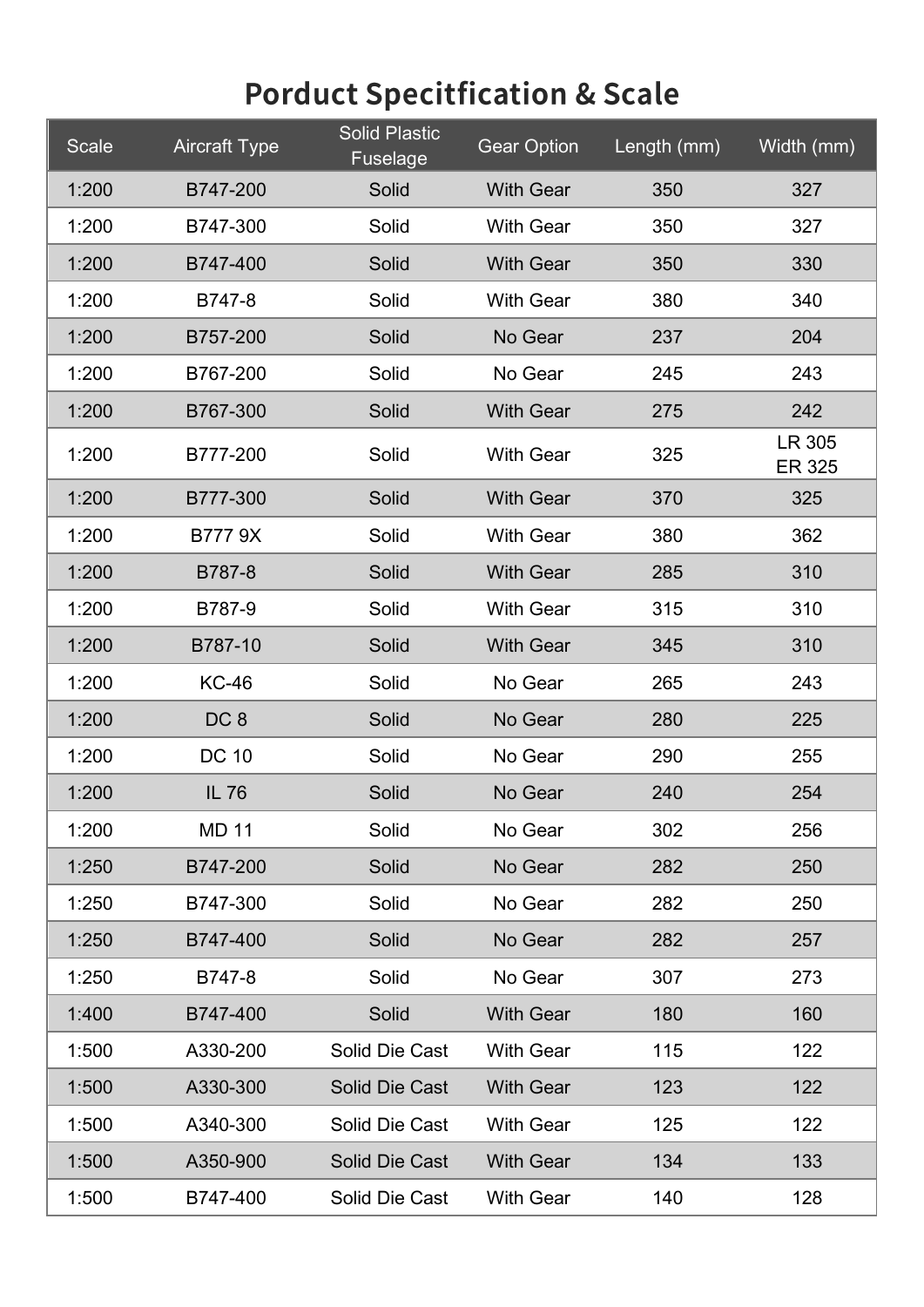# Porduct Specitfication & Scale

| Scale | Aircraft Type | Solid Plastic Fuselage | Gear Option | Length (mm) | Width (mm) |
|---|---|---|---|---|---|
| 1:200 | B747-200 | Solid | With Gear | 350 | 327 |
| 1:200 | B747-300 | Solid | With Gear | 350 | 327 |
| 1:200 | B747-400 | Solid | With Gear | 350 | 330 |
| 1:200 | B747-8 | Solid | With Gear | 380 | 340 |
| 1:200 | B757-200 | Solid | No Gear | 237 | 204 |
| 1:200 | B767-200 | Solid | No Gear | 245 | 243 |
| 1:200 | B767-300 | Solid | With Gear | 275 | 242 |
| 1:200 | B777-200 | Solid | With Gear | 325 | LR 305 ER 325 |
| 1:200 | B777-300 | Solid | With Gear | 370 | 325 |
| 1:200 | B777 9X | Solid | With Gear | 380 | 362 |
| 1:200 | B787-8 | Solid | With Gear | 285 | 310 |
| 1:200 | B787-9 | Solid | With Gear | 315 | 310 |
| 1:200 | B787-10 | Solid | With Gear | 345 | 310 |
| 1:200 | KC-46 | Solid | No Gear | 265 | 243 |
| 1:200 | DC 8 | Solid | No Gear | 280 | 225 |
| 1:200 | DC 10 | Solid | No Gear | 290 | 255 |
| 1:200 | IL 76 | Solid | No Gear | 240 | 254 |
| 1:200 | MD 11 | Solid | No Gear | 302 | 256 |
| 1:250 | B747-200 | Solid | No Gear | 282 | 250 |
| 1:250 | B747-300 | Solid | No Gear | 282 | 250 |
| 1:250 | B747-400 | Solid | No Gear | 282 | 257 |
| 1:250 | B747-8 | Solid | No Gear | 307 | 273 |
| 1:400 | B747-400 | Solid | With Gear | 180 | 160 |
| 1:500 | A330-200 | Solid Die Cast | With Gear | 115 | 122 |
| 1:500 | A330-300 | Solid Die Cast | With Gear | 123 | 122 |
| 1:500 | A340-300 | Solid Die Cast | With Gear | 125 | 122 |
| 1:500 | A350-900 | Solid Die Cast | With Gear | 134 | 133 |
| 1:500 | B747-400 | Solid Die Cast | With Gear | 140 | 128 |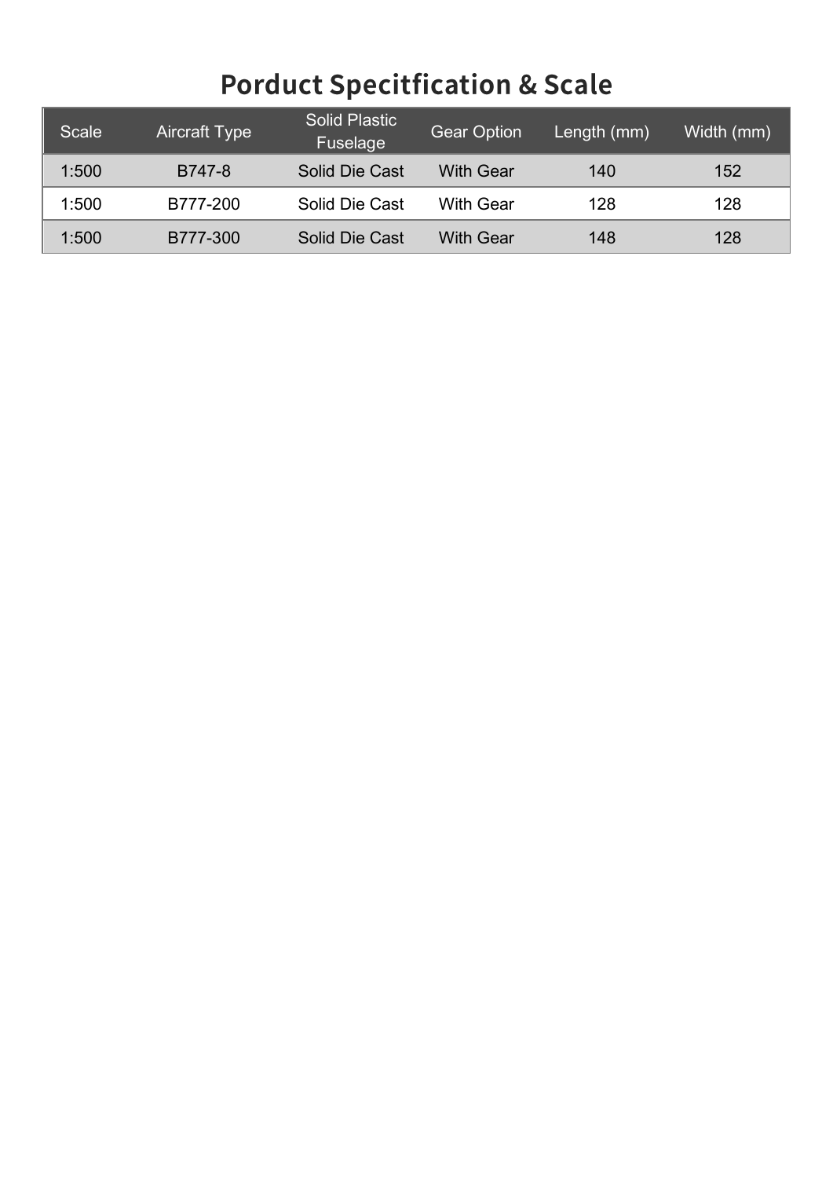# Porduct Specitfication & Scale

| Scale | Aircraft Type | Solid Plastic Fuselage | Gear Option | Length (mm) | Width (mm) |
|---|---|---|---|---|---|
| 1:500 | B747-8 | Solid Die Cast | With Gear | 140 | 152 |
| 1:500 | B777-200 | Solid Die Cast | With Gear | 128 | 128 |
| 1:500 | B777-300 | Solid Die Cast | With Gear | 148 | 128 |